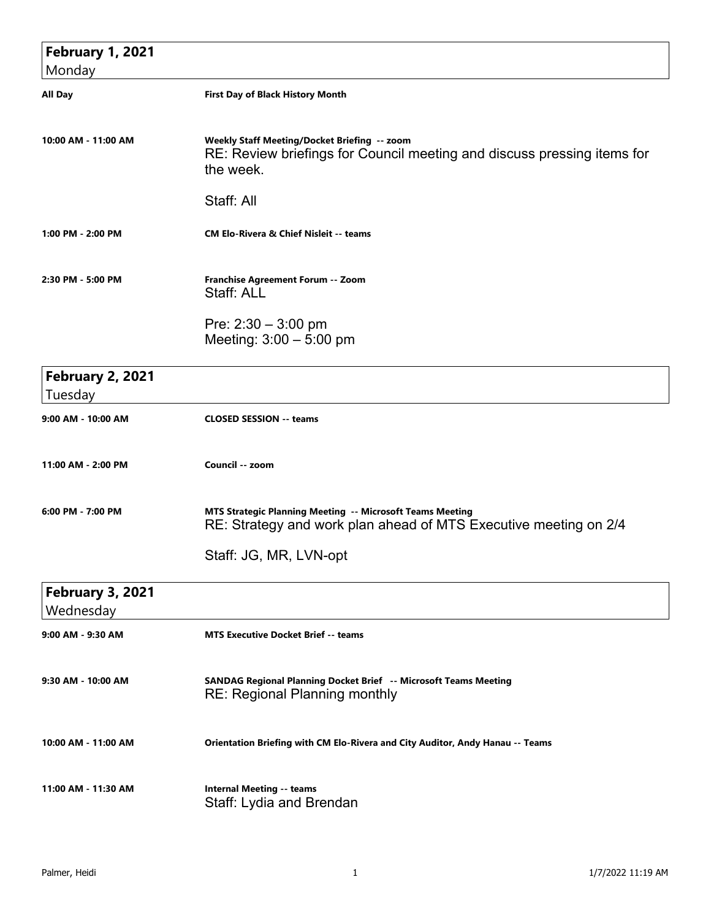## February 1, 2021
Monday

**All Day** — **First Day of Black History Month**

**10:00 AM - 11:00 AM** — **Weekly Staff Meeting/Docket Briefing -- zoom**
RE: Review briefings for Council meeting and discuss pressing items for the week.

Staff: All

**1:00 PM - 2:00 PM** — **CM Elo-Rivera & Chief Nisleit -- teams**

**2:30 PM - 5:00 PM** — **Franchise Agreement Forum -- Zoom**
Staff: ALL

Pre: 2:30 – 3:00 pm
Meeting: 3:00 – 5:00 pm

## February 2, 2021
Tuesday

**9:00 AM - 10:00 AM** — **CLOSED SESSION -- teams**

**11:00 AM - 2:00 PM** — **Council -- zoom**

**6:00 PM - 7:00 PM** — **MTS Strategic Planning Meeting -- Microsoft Teams Meeting**
RE: Strategy and work plan ahead of MTS Executive meeting on 2/4

Staff: JG, MR, LVN-opt

## February 3, 2021
Wednesday

**9:00 AM - 9:30 AM** — **MTS Executive Docket Brief -- teams**

**9:30 AM - 10:00 AM** — **SANDAG Regional Planning Docket Brief -- Microsoft Teams Meeting**
RE: Regional Planning monthly

**10:00 AM - 11:00 AM** — **Orientation Briefing with CM Elo-Rivera and City Auditor, Andy Hanau -- Teams**

**11:00 AM - 11:30 AM** — **Internal Meeting -- teams**
Staff: Lydia and Brendan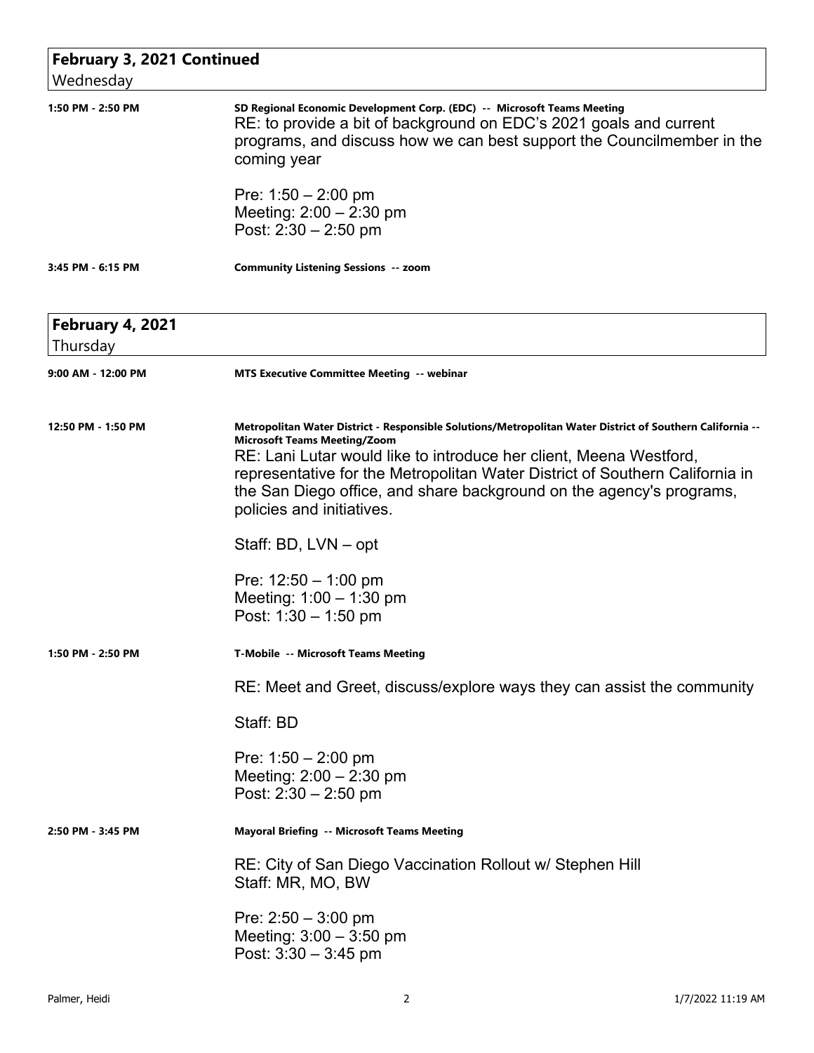## February 3, 2021 Continued
Wednesday

**1:50 PM - 2:50 PM**

**SD Regional Economic Development Corp. (EDC) -- Microsoft Teams Meeting**

RE: to provide a bit of background on EDC's 2021 goals and current programs, and discuss how we can best support the Councilmember in the coming year

Pre: 1:50 – 2:00 pm
Meeting: 2:00 – 2:30 pm
Post: 2:30 – 2:50 pm

**3:45 PM - 6:15 PM**

**Community Listening Sessions -- zoom**

## February 4, 2021
Thursday

**9:00 AM - 12:00 PM**

**MTS Executive Committee Meeting -- webinar**

**12:50 PM - 1:50 PM**

**Metropolitan Water District - Responsible Solutions/Metropolitan Water District of Southern California -- Microsoft Teams Meeting/Zoom**

RE: Lani Lutar would like to introduce her client, Meena Westford, representative for the Metropolitan Water District of Southern California in the San Diego office, and share background on the agency's programs, policies and initiatives.

Staff: BD, LVN – opt

Pre: 12:50 – 1:00 pm
Meeting: 1:00 – 1:30 pm
Post: 1:30 – 1:50 pm

**1:50 PM - 2:50 PM**

**T-Mobile -- Microsoft Teams Meeting**

RE: Meet and Greet, discuss/explore ways they can assist the community

Staff: BD

Pre: 1:50 – 2:00 pm
Meeting: 2:00 – 2:30 pm
Post: 2:30 – 2:50 pm

**2:50 PM - 3:45 PM**

**Mayoral Briefing -- Microsoft Teams Meeting**

RE: City of San Diego Vaccination Rollout w/ Stephen Hill
Staff: MR, MO, BW

Pre: 2:50 – 3:00 pm
Meeting: 3:00 – 3:50 pm
Post: 3:30 – 3:45 pm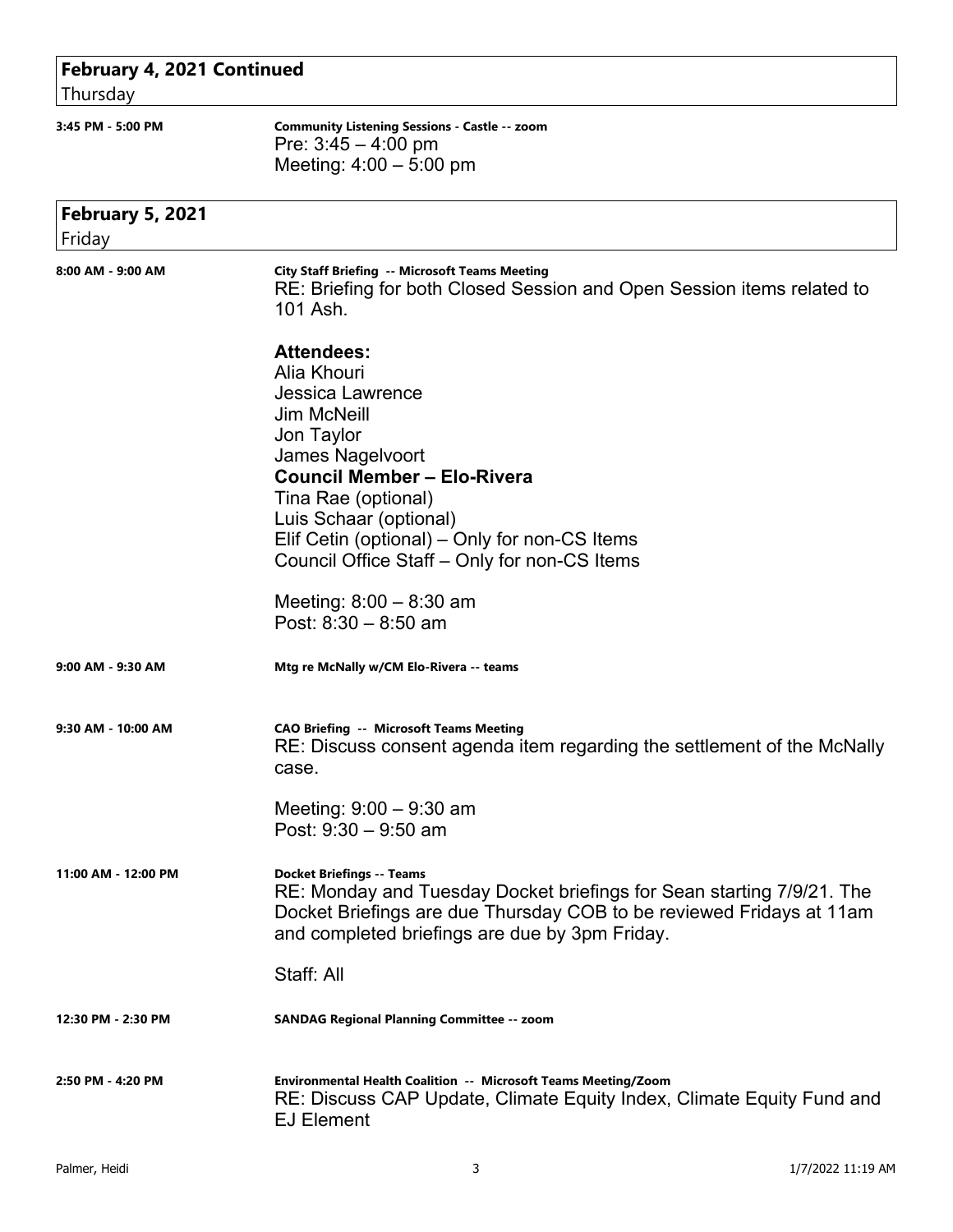## February 4, 2021 Continued
Thursday

**3:45 PM - 5:00 PM** — **Community Listening Sessions - Castle -- zoom**

Pre: 3:45 – 4:00 pm
Meeting: 4:00 – 5:00 pm

## February 5, 2021
Friday

**8:00 AM - 9:00 AM** — **City Staff Briefing -- Microsoft Teams Meeting**

RE: Briefing for both Closed Session and Open Session items related to 101 Ash.

**Attendees:**
Alia Khouri
Jessica Lawrence
Jim McNeill
Jon Taylor
James Nagelvoort
**Council Member – Elo-Rivera**
Tina Rae (optional)
Luis Schaar (optional)
Elif Cetin (optional) – Only for non-CS Items
Council Office Staff – Only for non-CS Items

Meeting: 8:00 – 8:30 am
Post: 8:30 – 8:50 am

**9:00 AM - 9:30 AM** — **Mtg re McNally w/CM Elo-Rivera -- teams**

**9:30 AM - 10:00 AM** — **CAO Briefing -- Microsoft Teams Meeting**

RE: Discuss consent agenda item regarding the settlement of the McNally case.

Meeting: 9:00 – 9:30 am
Post: 9:30 – 9:50 am

**11:00 AM - 12:00 PM** — **Docket Briefings -- Teams**

RE: Monday and Tuesday Docket briefings for Sean starting 7/9/21. The Docket Briefings are due Thursday COB to be reviewed Fridays at 11am and completed briefings are due by 3pm Friday.

Staff: All

**12:30 PM - 2:30 PM** — **SANDAG Regional Planning Committee -- zoom**

**2:50 PM - 4:20 PM** — **Environmental Health Coalition -- Microsoft Teams Meeting/Zoom**

RE: Discuss CAP Update, Climate Equity Index, Climate Equity Fund and EJ Element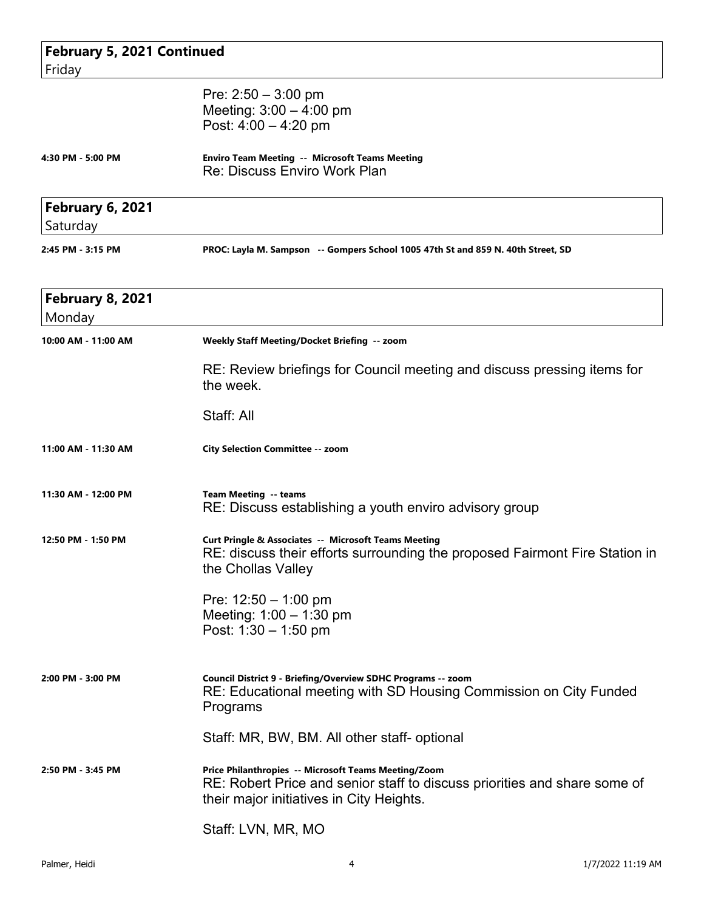## February 5, 2021 Continued
Friday

Pre: 2:50 – 3:00 pm
Meeting: 3:00 – 4:00 pm
Post: 4:00 – 4:20 pm

**4:30 PM - 5:00 PM** — **Enviro Team Meeting -- Microsoft Teams Meeting**
Re: Discuss Enviro Work Plan

## February 6, 2021
Saturday

**2:45 PM - 3:15 PM** — **PROC: Layla M. Sampson -- Gompers School 1005 47th St and 859 N. 40th Street, SD**

## February 8, 2021
Monday

**10:00 AM - 11:00 AM** — **Weekly Staff Meeting/Docket Briefing -- zoom**

RE: Review briefings for Council meeting and discuss pressing items for the week.

Staff: All

**11:00 AM - 11:30 AM** — **City Selection Committee -- zoom**

**11:30 AM - 12:00 PM** — **Team Meeting -- teams**
RE: Discuss establishing a youth enviro advisory group

**12:50 PM - 1:50 PM** — **Curt Pringle & Associates -- Microsoft Teams Meeting**
RE: discuss their efforts surrounding the proposed Fairmont Fire Station in the Chollas Valley

Pre: 12:50 – 1:00 pm
Meeting: 1:00 – 1:30 pm
Post: 1:30 – 1:50 pm

**2:00 PM - 3:00 PM** — **Council District 9 - Briefing/Overview SDHC Programs -- zoom**
RE: Educational meeting with SD Housing Commission on City Funded Programs

Staff: MR, BW, BM. All other staff- optional

**2:50 PM - 3:45 PM** — **Price Philanthropies -- Microsoft Teams Meeting/Zoom**
RE: Robert Price and senior staff to discuss priorities and share some of their major initiatives in City Heights.

Staff: LVN, MR, MO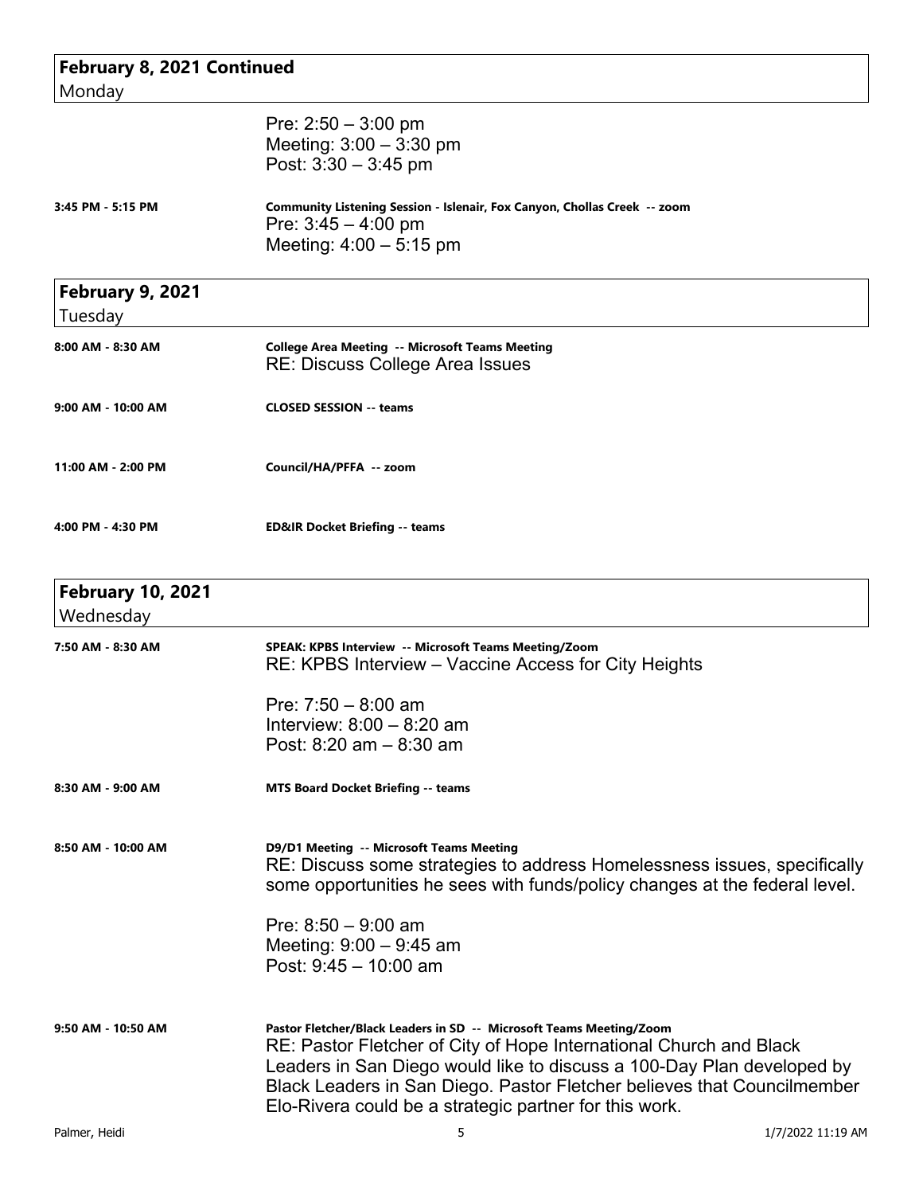## February 8, 2021 Continued
Monday

Pre: 2:50 – 3:00 pm
Meeting: 3:00 – 3:30 pm
Post: 3:30 – 3:45 pm

**3:45 PM - 5:15 PM** — **Community Listening Session - Islenair, Fox Canyon, Chollas Creek -- zoom**
Pre: 3:45 – 4:00 pm
Meeting: 4:00 – 5:15 pm

## February 9, 2021
Tuesday

**8:00 AM - 8:30 AM** — **College Area Meeting -- Microsoft Teams Meeting**
RE: Discuss College Area Issues

**9:00 AM - 10:00 AM** — **CLOSED SESSION -- teams**

**11:00 AM - 2:00 PM** — **Council/HA/PFFA -- zoom**

**4:00 PM - 4:30 PM** — **ED&IR Docket Briefing -- teams**

## February 10, 2021
Wednesday

**7:50 AM - 8:30 AM** — **SPEAK: KPBS Interview -- Microsoft Teams Meeting/Zoom**
RE: KPBS Interview – Vaccine Access for City Heights

Pre: 7:50 – 8:00 am
Interview: 8:00 – 8:20 am
Post: 8:20 am – 8:30 am

**8:30 AM - 9:00 AM** — **MTS Board Docket Briefing -- teams**

**8:50 AM - 10:00 AM** — **D9/D1 Meeting -- Microsoft Teams Meeting**
RE: Discuss some strategies to address Homelessness issues, specifically some opportunities he sees with funds/policy changes at the federal level.

Pre: 8:50 – 9:00 am
Meeting: 9:00 – 9:45 am
Post: 9:45 – 10:00 am

**9:50 AM - 10:50 AM** — **Pastor Fletcher/Black Leaders in SD -- Microsoft Teams Meeting/Zoom**
RE: Pastor Fletcher of City of Hope International Church and Black Leaders in San Diego would like to discuss a 100-Day Plan developed by Black Leaders in San Diego. Pastor Fletcher believes that Councilmember Elo-Rivera could be a strategic partner for this work.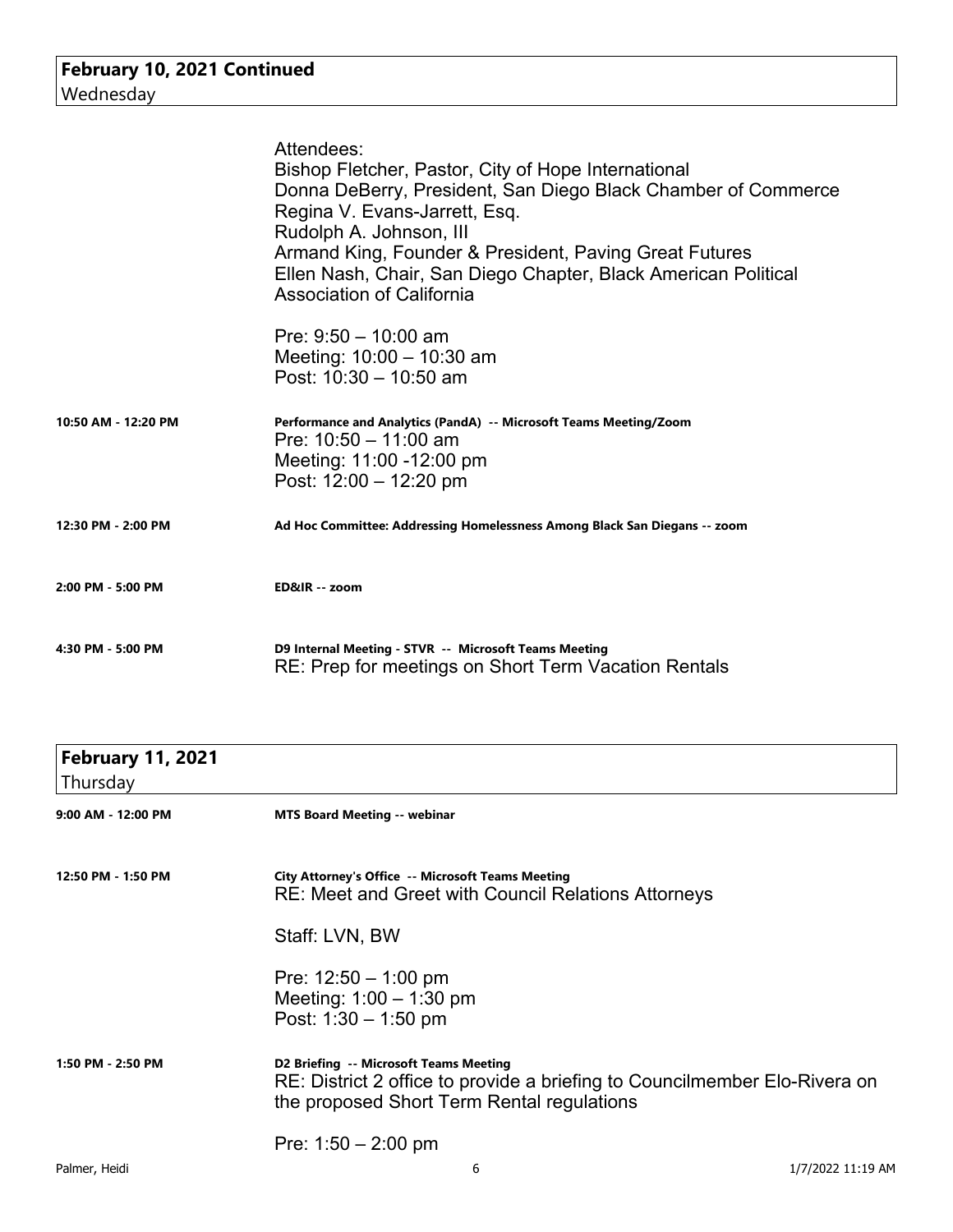**February 10, 2021 Continued**
Wednesday

Attendees:
Bishop Fletcher, Pastor, City of Hope International
Donna DeBerry, President, San Diego Black Chamber of Commerce
Regina V. Evans-Jarrett, Esq.
Rudolph A. Johnson, III
Armand King, Founder & President, Paving Great Futures
Ellen Nash, Chair, San Diego Chapter, Black American Political Association of California

Pre: 9:50 – 10:00 am
Meeting: 10:00 – 10:30 am
Post: 10:30 – 10:50 am

**10:50 AM - 12:20 PM** — **Performance and Analytics (PandA) -- Microsoft Teams Meeting/Zoom**
Pre: 10:50 – 11:00 am
Meeting: 11:00 -12:00 pm
Post: 12:00 – 12:20 pm

**12:30 PM - 2:00 PM** — **Ad Hoc Committee: Addressing Homelessness Among Black San Diegans -- zoom**

**2:00 PM - 5:00 PM** — **ED&IR -- zoom**

**4:30 PM - 5:00 PM** — **D9 Internal Meeting - STVR -- Microsoft Teams Meeting**
RE: Prep for meetings on Short Term Vacation Rentals

**February 11, 2021**
Thursday

**9:00 AM - 12:00 PM** — **MTS Board Meeting -- webinar**

**12:50 PM - 1:50 PM** — **City Attorney's Office -- Microsoft Teams Meeting**
RE: Meet and Greet with Council Relations Attorneys

Staff: LVN, BW

Pre: 12:50 – 1:00 pm
Meeting: 1:00 – 1:30 pm
Post: 1:30 – 1:50 pm

**1:50 PM - 2:50 PM** — **D2 Briefing -- Microsoft Teams Meeting**
RE: District 2 office to provide a briefing to Councilmember Elo-Rivera on the proposed Short Term Rental regulations

Pre: 1:50 – 2:00 pm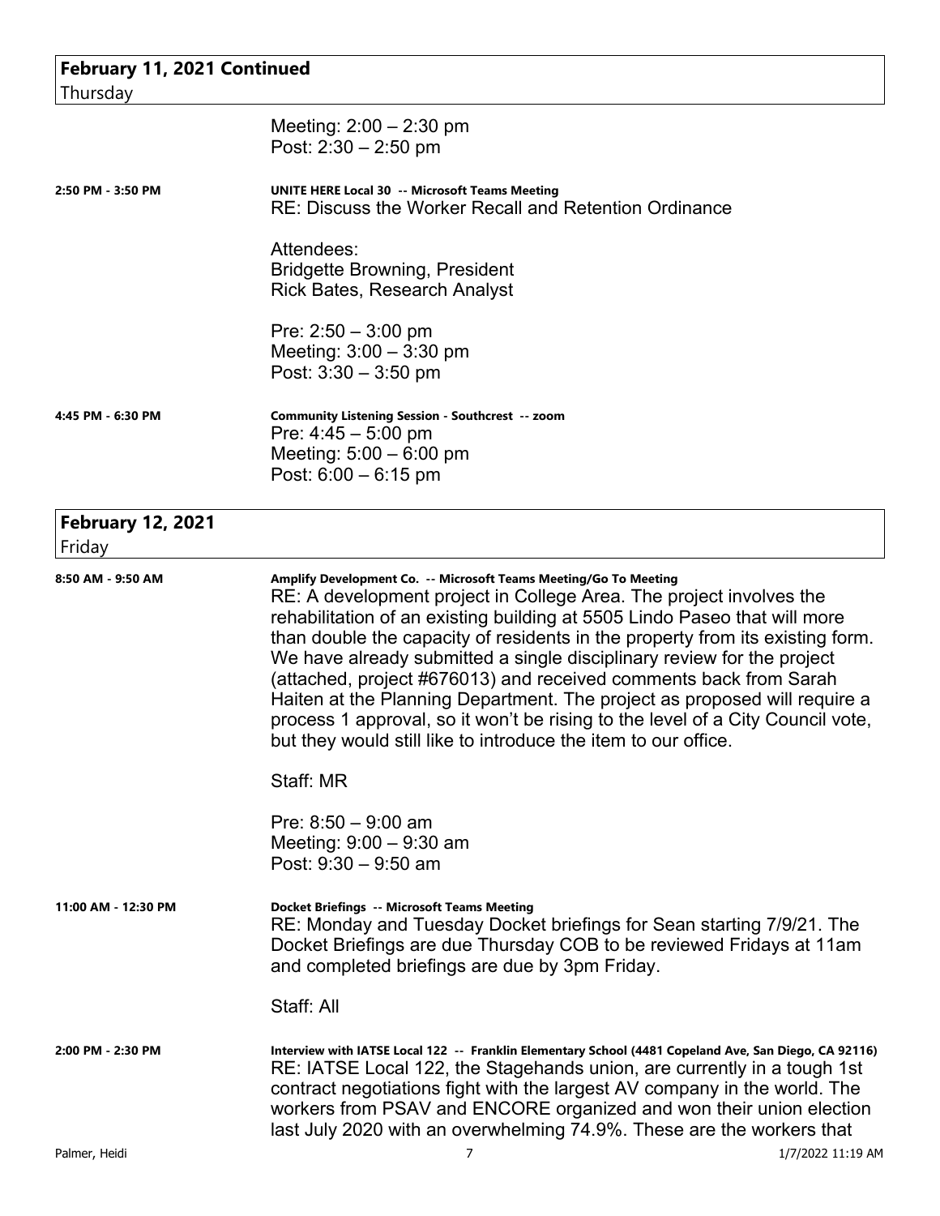## February 11, 2021 Continued

Thursday

Meeting: 2:00 – 2:30 pm
Post: 2:30 – 2:50 pm

**2:50 PM - 3:50 PM** — **UNITE HERE Local 30 -- Microsoft Teams Meeting**

RE: Discuss the Worker Recall and Retention Ordinance

Attendees:
Bridgette Browning, President
Rick Bates, Research Analyst

Pre: 2:50 – 3:00 pm
Meeting: 3:00 – 3:30 pm
Post: 3:30 – 3:50 pm

**4:45 PM - 6:30 PM** — **Community Listening Session - Southcrest -- zoom**

Pre: 4:45 – 5:00 pm
Meeting: 5:00 – 6:00 pm
Post: 6:00 – 6:15 pm

## February 12, 2021

Friday

**8:50 AM - 9:50 AM** — **Amplify Development Co. -- Microsoft Teams Meeting/Go To Meeting**

RE: A development project in College Area. The project involves the rehabilitation of an existing building at 5505 Lindo Paseo that will more than double the capacity of residents in the property from its existing form. We have already submitted a single disciplinary review for the project (attached, project #676013) and received comments back from Sarah Haiten at the Planning Department. The project as proposed will require a process 1 approval, so it won't be rising to the level of a City Council vote, but they would still like to introduce the item to our office.

Staff: MR

Pre: 8:50 – 9:00 am
Meeting: 9:00 – 9:30 am
Post: 9:30 – 9:50 am

**11:00 AM - 12:30 PM** — **Docket Briefings -- Microsoft Teams Meeting**

RE: Monday and Tuesday Docket briefings for Sean starting 7/9/21. The Docket Briefings are due Thursday COB to be reviewed Fridays at 11am and completed briefings are due by 3pm Friday.

Staff: All

**2:00 PM - 2:30 PM** — **Interview with IATSE Local 122 -- Franklin Elementary School (4481 Copeland Ave, San Diego, CA 92116)**

RE: IATSE Local 122, the Stagehands union, are currently in a tough 1st contract negotiations fight with the largest AV company in the world. The workers from PSAV and ENCORE organized and won their union election last July 2020 with an overwhelming 74.9%. These are the workers that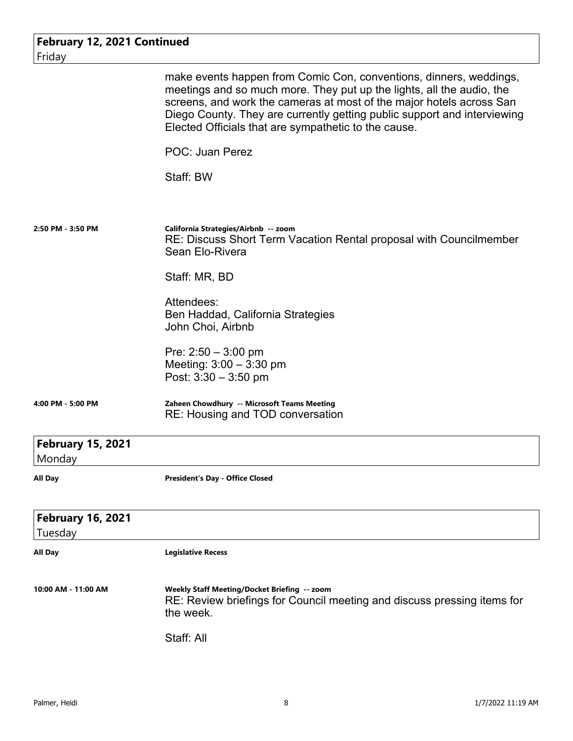## February 12, 2021 Continued
Friday

make events happen from Comic Con, conventions, dinners, weddings, meetings and so much more. They put up the lights, all the audio, the screens, and work the cameras at most of the major hotels across San Diego County. They are currently getting public support and interviewing Elected Officials that are sympathetic to the cause.

POC: Juan Perez

Staff: BW

**2:50 PM - 3:50 PM**

**California Strategies/Airbnb -- zoom**
RE: Discuss Short Term Vacation Rental proposal with Councilmember Sean Elo-Rivera

Staff: MR, BD

Attendees:
Ben Haddad, California Strategies
John Choi, Airbnb

Pre: 2:50 – 3:00 pm
Meeting: 3:00 – 3:30 pm
Post: 3:30 – 3:50 pm

**4:00 PM - 5:00 PM**

**Zaheen Chowdhury -- Microsoft Teams Meeting**
RE: Housing and TOD conversation

## February 15, 2021
Monday

**All Day**

**President's Day - Office Closed**

## February 16, 2021
Tuesday

**All Day**

**Legislative Recess**

**10:00 AM - 11:00 AM**

**Weekly Staff Meeting/Docket Briefing -- zoom**
RE: Review briefings for Council meeting and discuss pressing items for the week.

Staff: All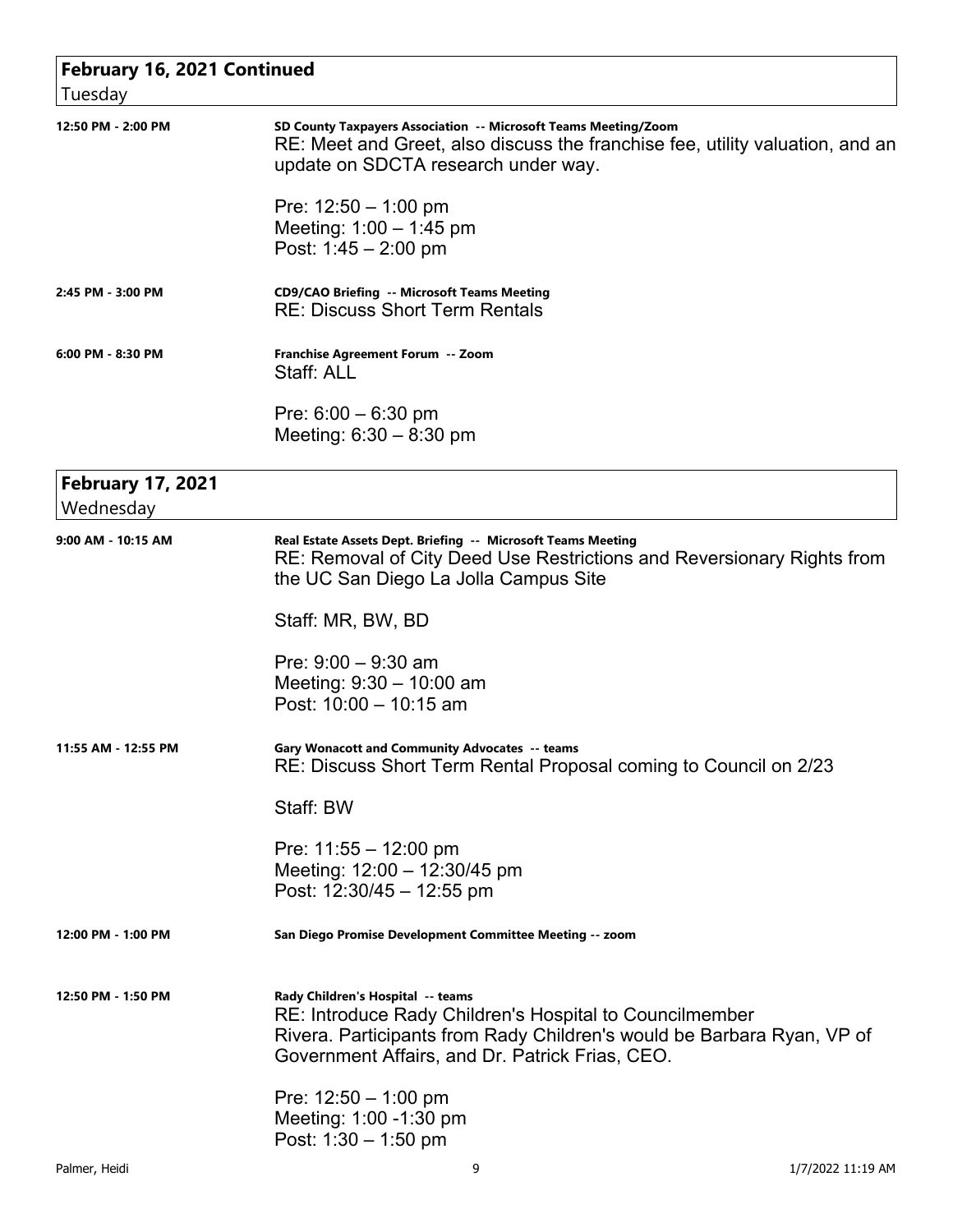## February 16, 2021 Continued

Tuesday

**12:50 PM - 2:00 PM**

**SD County Taxpayers Association -- Microsoft Teams Meeting/Zoom**

RE: Meet and Greet, also discuss the franchise fee, utility valuation, and an update on SDCTA research under way.

Pre: 12:50 – 1:00 pm
Meeting: 1:00 – 1:45 pm
Post: 1:45 – 2:00 pm

**2:45 PM - 3:00 PM**

**CD9/CAO Briefing -- Microsoft Teams Meeting**

RE: Discuss Short Term Rentals

**6:00 PM - 8:30 PM**

**Franchise Agreement Forum -- Zoom**

Staff: ALL

Pre: 6:00 – 6:30 pm
Meeting: 6:30 – 8:30 pm

## February 17, 2021

Wednesday

**9:00 AM - 10:15 AM**

**Real Estate Assets Dept. Briefing -- Microsoft Teams Meeting**

RE: Removal of City Deed Use Restrictions and Reversionary Rights from the UC San Diego La Jolla Campus Site

Staff: MR, BW, BD

Pre: 9:00 – 9:30 am
Meeting: 9:30 – 10:00 am
Post: 10:00 – 10:15 am

**11:55 AM - 12:55 PM**

**Gary Wonacott and Community Advocates -- teams**

RE: Discuss Short Term Rental Proposal coming to Council on 2/23

Staff: BW

Pre: 11:55 – 12:00 pm
Meeting: 12:00 – 12:30/45 pm
Post: 12:30/45 – 12:55 pm

**12:00 PM - 1:00 PM**

**San Diego Promise Development Committee Meeting -- zoom**

**12:50 PM - 1:50 PM**

**Rady Children's Hospital -- teams**

RE: Introduce Rady Children's Hospital to Councilmember Rivera. Participants from Rady Children's would be Barbara Ryan, VP of Government Affairs, and Dr. Patrick Frias, CEO.

Pre: 12:50 – 1:00 pm
Meeting: 1:00 -1:30 pm
Post: 1:30 – 1:50 pm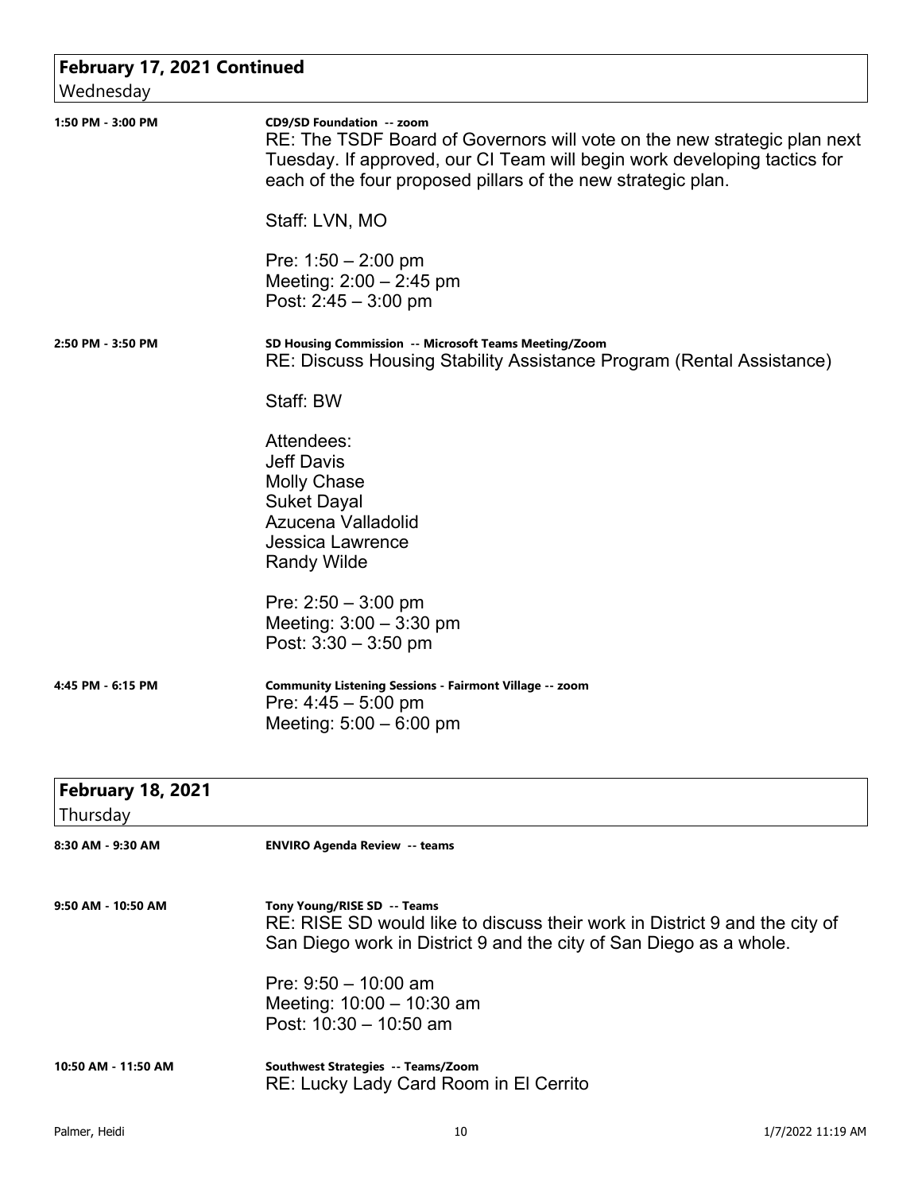## February 17, 2021 Continued
Wednesday

**1:50 PM - 3:00 PM** — **CD9/SD Foundation -- zoom**

RE: The TSDF Board of Governors will vote on the new strategic plan next Tuesday. If approved, our CI Team will begin work developing tactics for each of the four proposed pillars of the new strategic plan.

Staff: LVN, MO

Pre: 1:50 – 2:00 pm
Meeting: 2:00 – 2:45 pm
Post: 2:45 – 3:00 pm

**2:50 PM - 3:50 PM** — **SD Housing Commission -- Microsoft Teams Meeting/Zoom**

RE: Discuss Housing Stability Assistance Program (Rental Assistance)

Staff: BW

Attendees:
Jeff Davis
Molly Chase
Suket Dayal
Azucena Valladolid
Jessica Lawrence
Randy Wilde

Pre: 2:50 – 3:00 pm
Meeting: 3:00 – 3:30 pm
Post: 3:30 – 3:50 pm

**4:45 PM - 6:15 PM** — **Community Listening Sessions - Fairmont Village -- zoom**

Pre: 4:45 – 5:00 pm
Meeting: 5:00 – 6:00 pm

## February 18, 2021
Thursday

**8:30 AM - 9:30 AM** — **ENVIRO Agenda Review -- teams**

**9:50 AM - 10:50 AM** — **Tony Young/RISE SD -- Teams**

RE: RISE SD would like to discuss their work in District 9 and the city of San Diego work in District 9 and the city of San Diego as a whole.

Pre: 9:50 – 10:00 am
Meeting: 10:00 – 10:30 am
Post: 10:30 – 10:50 am

**10:50 AM - 11:50 AM** — **Southwest Strategies -- Teams/Zoom**

RE: Lucky Lady Card Room in El Cerrito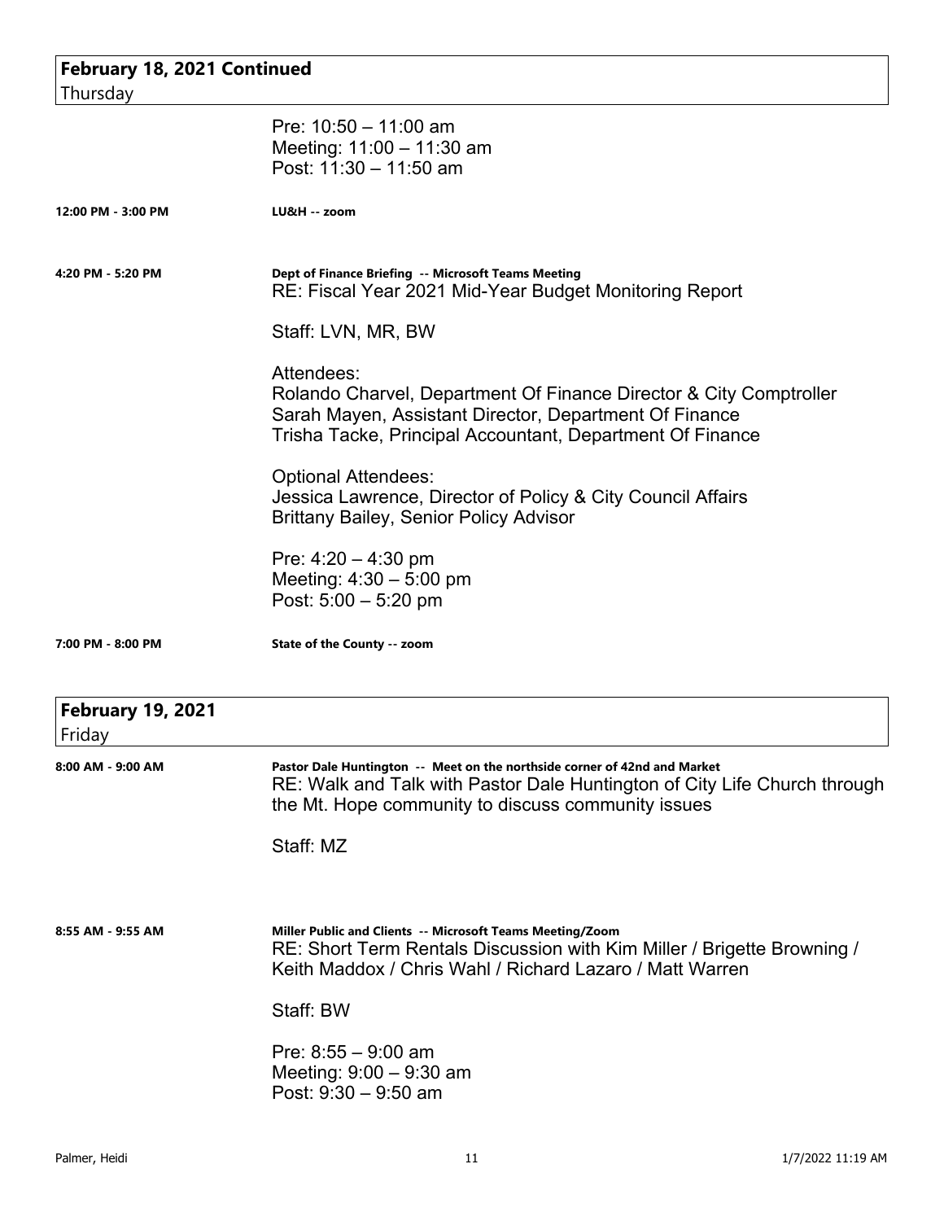## February 18, 2021 Continued

Thursday

Pre: 10:50 – 11:00 am
Meeting: 11:00 – 11:30 am
Post: 11:30 – 11:50 am

**12:00 PM - 3:00 PM** — **LU&H -- zoom**

**4:20 PM - 5:20 PM** — **Dept of Finance Briefing -- Microsoft Teams Meeting**

RE: Fiscal Year 2021 Mid-Year Budget Monitoring Report

Staff: LVN, MR, BW

Attendees:
Rolando Charvel, Department Of Finance Director & City Comptroller
Sarah Mayen, Assistant Director, Department Of Finance
Trisha Tacke, Principal Accountant, Department Of Finance

Optional Attendees:
Jessica Lawrence, Director of Policy & City Council Affairs
Brittany Bailey, Senior Policy Advisor

Pre: 4:20 – 4:30 pm
Meeting: 4:30 – 5:00 pm
Post: 5:00 – 5:20 pm

**7:00 PM - 8:00 PM** — **State of the County -- zoom**

## February 19, 2021

Friday

**8:00 AM - 9:00 AM** — **Pastor Dale Huntington -- Meet on the northside corner of 42nd and Market**

RE: Walk and Talk with Pastor Dale Huntington of City Life Church through the Mt. Hope community to discuss community issues

Staff: MZ

**8:55 AM - 9:55 AM** — **Miller Public and Clients -- Microsoft Teams Meeting/Zoom**

RE: Short Term Rentals Discussion with Kim Miller / Brigette Browning / Keith Maddox / Chris Wahl / Richard Lazaro / Matt Warren

Staff: BW

Pre: 8:55 – 9:00 am
Meeting: 9:00 – 9:30 am
Post: 9:30 – 9:50 am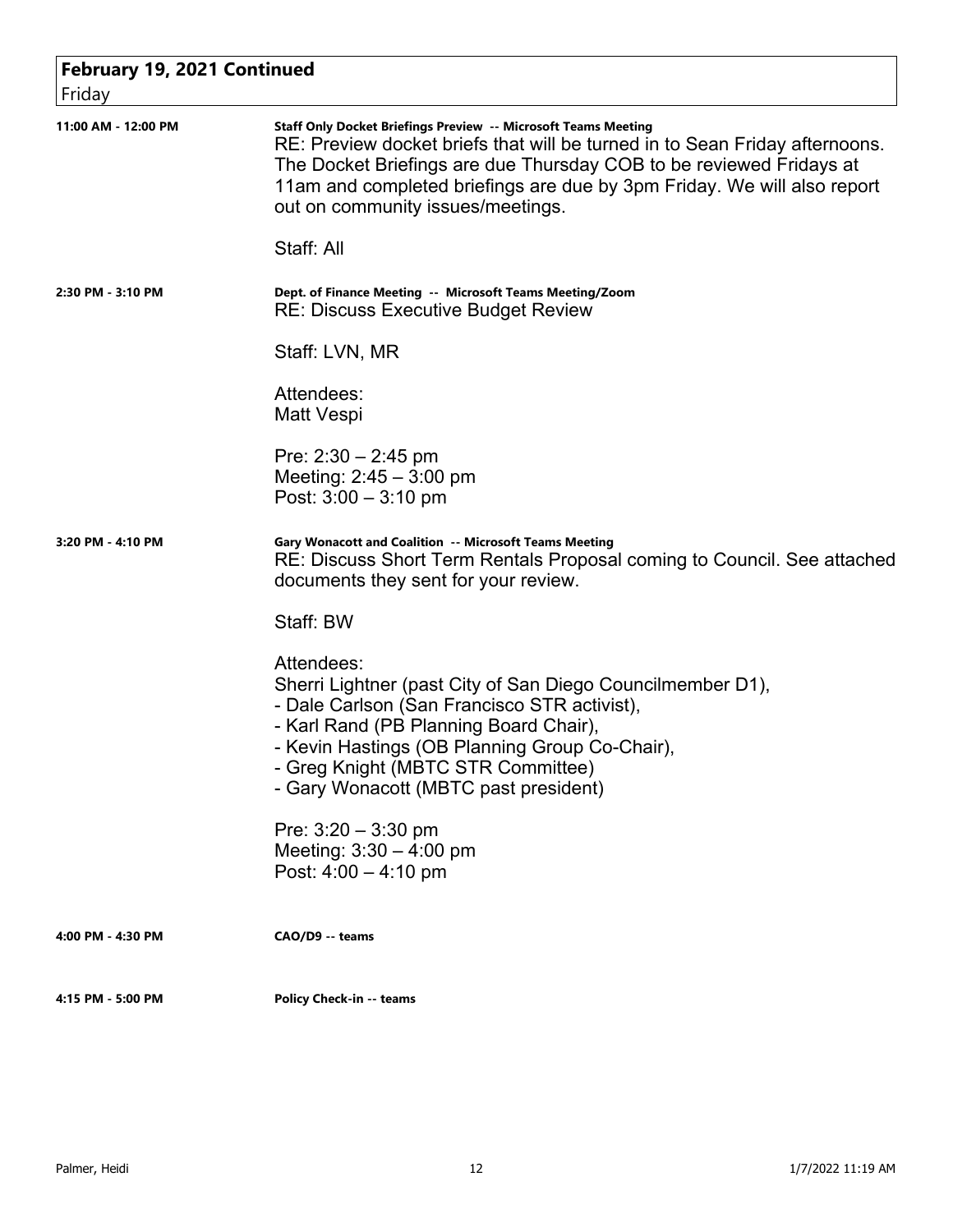## February 19, 2021 Continued

Friday

**11:00 AM - 12:00 PM** — **Staff Only Docket Briefings Preview -- Microsoft Teams Meeting**

RE: Preview docket briefs that will be turned in to Sean Friday afternoons. The Docket Briefings are due Thursday COB to be reviewed Fridays at 11am and completed briefings are due by 3pm Friday. We will also report out on community issues/meetings.

Staff: All

**2:30 PM - 3:10 PM** — **Dept. of Finance Meeting -- Microsoft Teams Meeting/Zoom**

RE: Discuss Executive Budget Review

Staff: LVN, MR

Attendees:
Matt Vespi

Pre: 2:30 – 2:45 pm
Meeting: 2:45 – 3:00 pm
Post: 3:00 – 3:10 pm

**3:20 PM - 4:10 PM** — **Gary Wonacott and Coalition -- Microsoft Teams Meeting**

RE: Discuss Short Term Rentals Proposal coming to Council. See attached documents they sent for your review.

Staff: BW

Attendees:
Sherri Lightner (past City of San Diego Councilmember D1),
- Dale Carlson (San Francisco STR activist),
- Karl Rand (PB Planning Board Chair),
- Kevin Hastings (OB Planning Group Co-Chair),
- Greg Knight (MBTC STR Committee)
- Gary Wonacott (MBTC past president)

Pre: 3:20 – 3:30 pm
Meeting: 3:30 – 4:00 pm
Post: 4:00 – 4:10 pm

**4:00 PM - 4:30 PM** — **CAO/D9 -- teams**

**4:15 PM - 5:00 PM** — **Policy Check-in -- teams**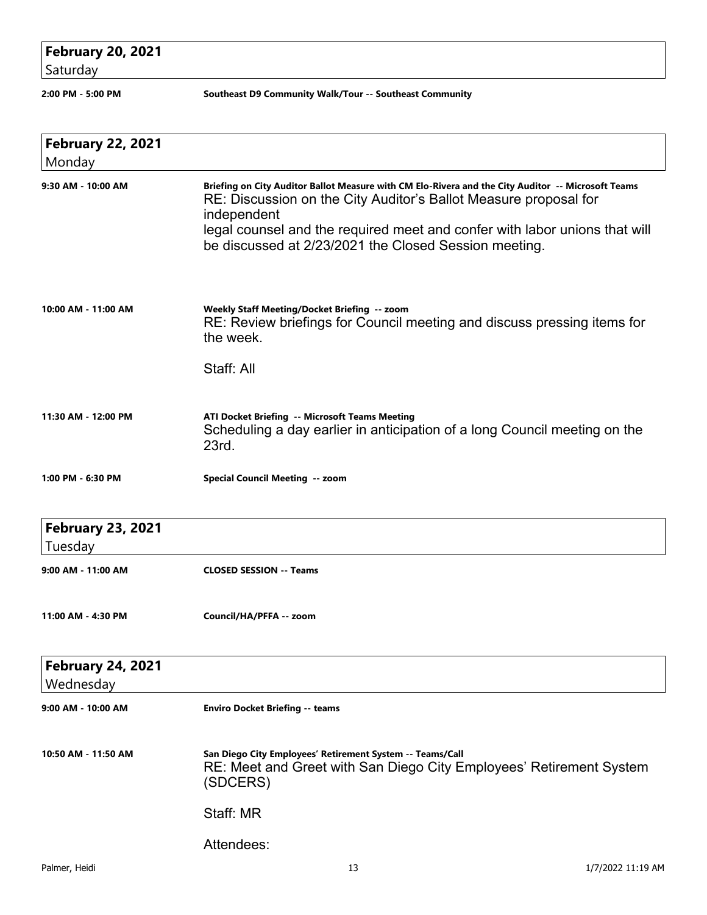## February 20, 2021
Saturday

**2:00 PM - 5:00 PM** **Southeast D9 Community Walk/Tour -- Southeast Community**

## February 22, 2021
Monday

**9:30 AM - 10:00 AM** **Briefing on City Auditor Ballot Measure with CM Elo-Rivera and the City Auditor -- Microsoft Teams**

RE: Discussion on the City Auditor's Ballot Measure proposal for independent
legal counsel and the required meet and confer with labor unions that will be discussed at 2/23/2021 the Closed Session meeting.

**10:00 AM - 11:00 AM** **Weekly Staff Meeting/Docket Briefing -- zoom**

RE: Review briefings for Council meeting and discuss pressing items for the week.

Staff: All

**11:30 AM - 12:00 PM** **ATI Docket Briefing -- Microsoft Teams Meeting**

Scheduling a day earlier in anticipation of a long Council meeting on the 23rd.

**1:00 PM - 6:30 PM** **Special Council Meeting -- zoom**

## February 23, 2021
Tuesday

**9:00 AM - 11:00 AM** **CLOSED SESSION -- Teams**

**11:00 AM - 4:30 PM** **Council/HA/PFFA -- zoom**

## February 24, 2021
Wednesday

**9:00 AM - 10:00 AM** **Enviro Docket Briefing -- teams**

**10:50 AM - 11:50 AM** **San Diego City Employees' Retirement System -- Teams/Call**

RE: Meet and Greet with San Diego City Employees' Retirement System (SDCERS)

Staff: MR

Attendees: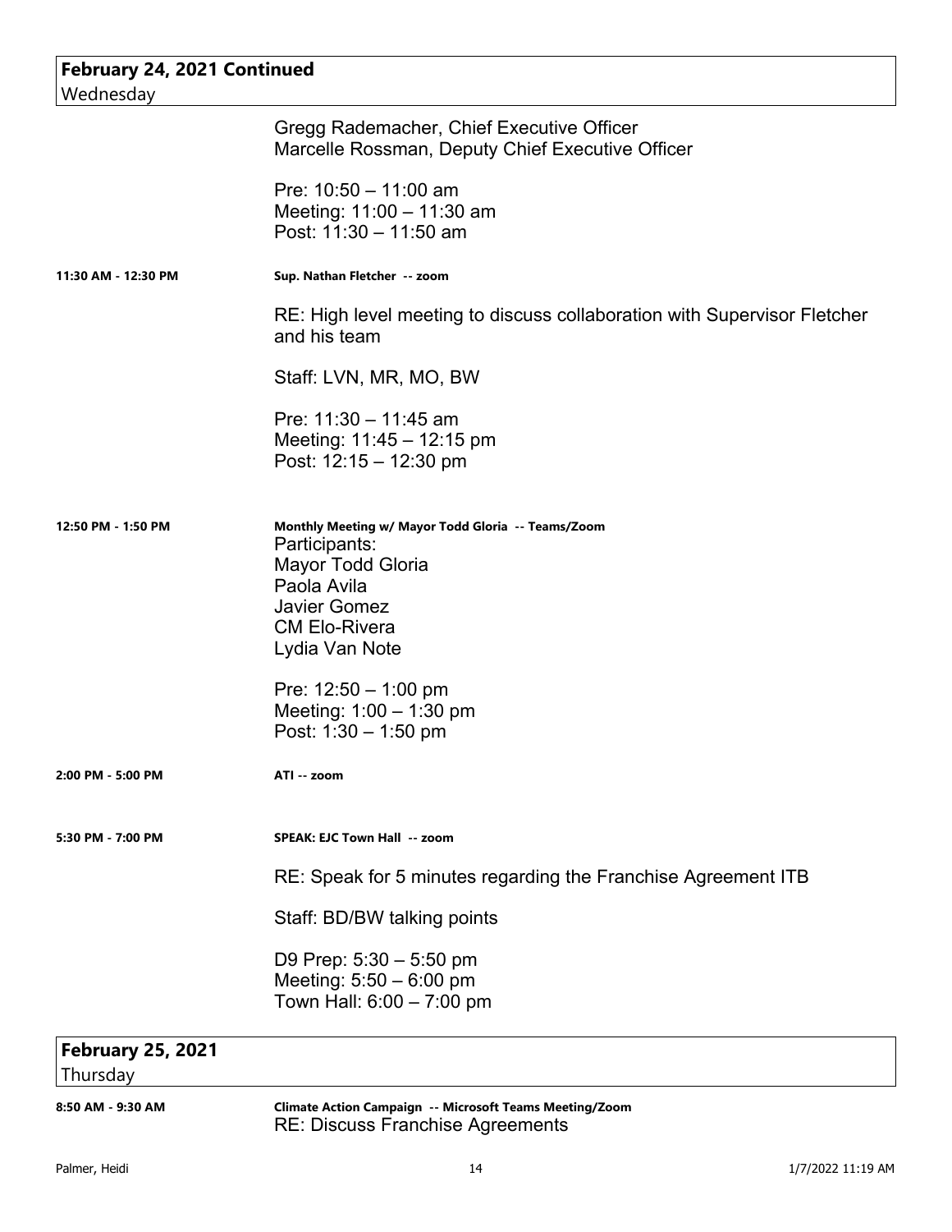## February 24, 2021 Continued
Wednesday

Gregg Rademacher, Chief Executive Officer
Marcelle Rossman, Deputy Chief Executive Officer

Pre: 10:50 – 11:00 am
Meeting: 11:00 – 11:30 am
Post: 11:30 – 11:50 am

**11:30 AM - 12:30 PM** — **Sup. Nathan Fletcher -- zoom**

RE: High level meeting to discuss collaboration with Supervisor Fletcher and his team

Staff: LVN, MR, MO, BW

Pre: 11:30 – 11:45 am
Meeting: 11:45 – 12:15 pm
Post: 12:15 – 12:30 pm

**12:50 PM - 1:50 PM** — **Monthly Meeting w/ Mayor Todd Gloria -- Teams/Zoom**

Participants:
Mayor Todd Gloria
Paola Avila
Javier Gomez
CM Elo-Rivera
Lydia Van Note

Pre: 12:50 – 1:00 pm
Meeting: 1:00 – 1:30 pm
Post: 1:30 – 1:50 pm

**2:00 PM - 5:00 PM** — **ATI -- zoom**

**5:30 PM - 7:00 PM** — **SPEAK: EJC Town Hall -- zoom**

RE: Speak for 5 minutes regarding the Franchise Agreement ITB

Staff: BD/BW talking points

D9 Prep: 5:30 – 5:50 pm
Meeting: 5:50 – 6:00 pm
Town Hall: 6:00 – 7:00 pm

## February 25, 2021
Thursday

**8:50 AM - 9:30 AM** — **Climate Action Campaign -- Microsoft Teams Meeting/Zoom**

RE: Discuss Franchise Agreements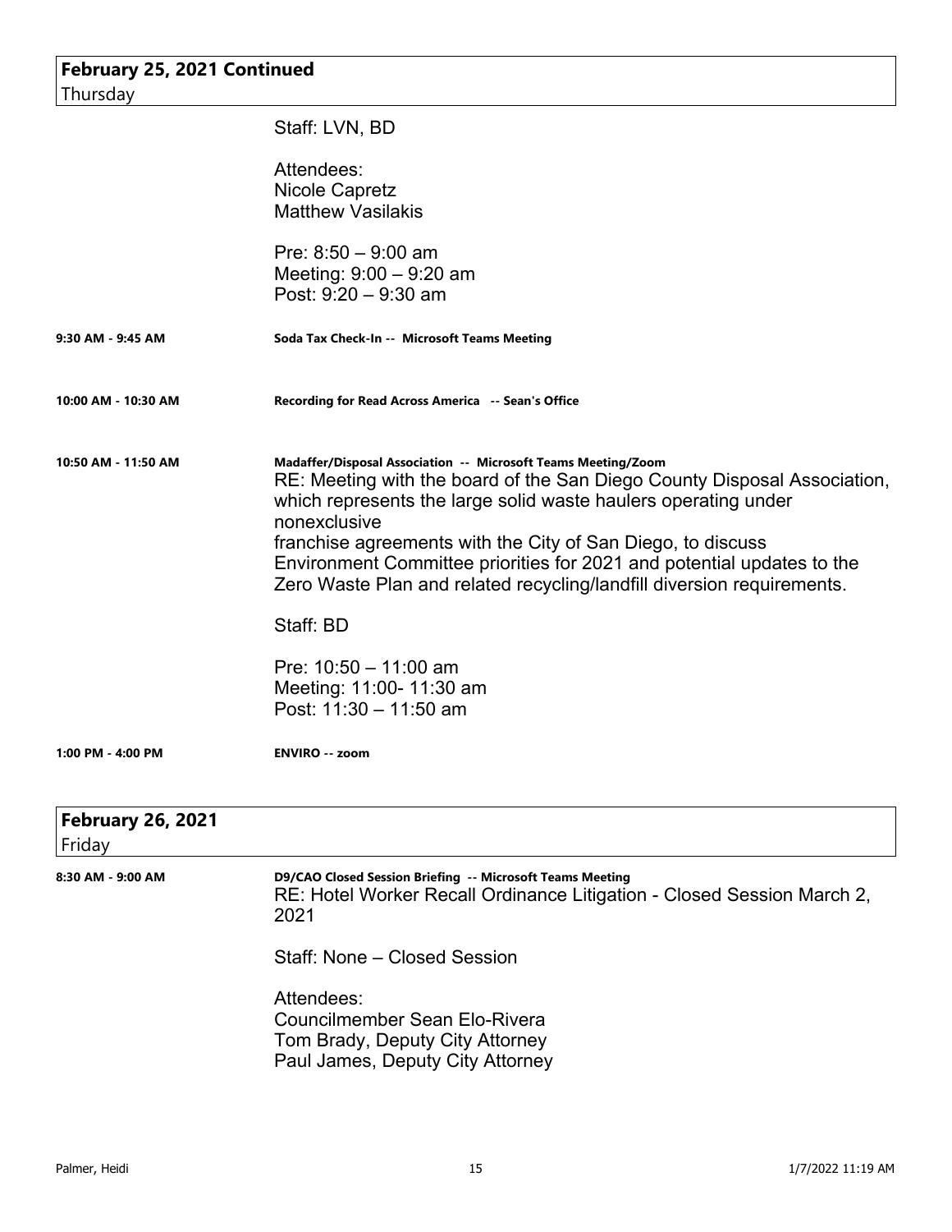## February 25, 2021 Continued

Thursday

Staff: LVN, BD

Attendees:
Nicole Capretz
Matthew Vasilakis

Pre: 8:50 – 9:00 am
Meeting: 9:00 – 9:20 am
Post: 9:20 – 9:30 am

**9:30 AM - 9:45 AM** — **Soda Tax Check-In -- Microsoft Teams Meeting**

**10:00 AM - 10:30 AM** — **Recording for Read Across America -- Sean's Office**

**10:50 AM - 11:50 AM** — **Madaffer/Disposal Association -- Microsoft Teams Meeting/Zoom**

RE: Meeting with the board of the San Diego County Disposal Association, which represents the large solid waste haulers operating under nonexclusive
franchise agreements with the City of San Diego, to discuss Environment Committee priorities for 2021 and potential updates to the Zero Waste Plan and related recycling/landfill diversion requirements.

Staff: BD

Pre: 10:50 – 11:00 am
Meeting: 11:00- 11:30 am
Post: 11:30 – 11:50 am

**1:00 PM - 4:00 PM** — **ENVIRO -- zoom**

## February 26, 2021

Friday

**8:30 AM - 9:00 AM** — **D9/CAO Closed Session Briefing -- Microsoft Teams Meeting**

RE: Hotel Worker Recall Ordinance Litigation - Closed Session March 2, 2021

Staff: None – Closed Session

Attendees:
Councilmember Sean Elo-Rivera
Tom Brady, Deputy City Attorney
Paul James, Deputy City Attorney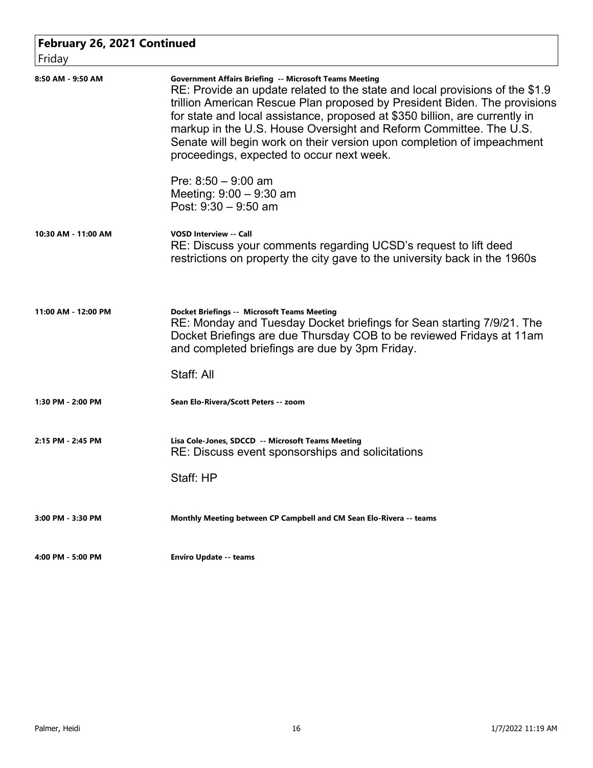## February 26, 2021 Continued

Friday

**8:50 AM - 9:50 AM** — **Government Affairs Briefing -- Microsoft Teams Meeting**

RE: Provide an update related to the state and local provisions of the $1.9 trillion American Rescue Plan proposed by President Biden. The provisions for state and local assistance, proposed at $350 billion, are currently in markup in the U.S. House Oversight and Reform Committee. The U.S. Senate will begin work on their version upon completion of impeachment proceedings, expected to occur next week.

Pre: 8:50 – 9:00 am
Meeting: 9:00 – 9:30 am
Post: 9:30 – 9:50 am

**10:30 AM - 11:00 AM** — **VOSD Interview -- Call**

RE: Discuss your comments regarding UCSD's request to lift deed restrictions on property the city gave to the university back in the 1960s

**11:00 AM - 12:00 PM** — **Docket Briefings -- Microsoft Teams Meeting**

RE: Monday and Tuesday Docket briefings for Sean starting 7/9/21. The Docket Briefings are due Thursday COB to be reviewed Fridays at 11am and completed briefings are due by 3pm Friday.

Staff: All

**1:30 PM - 2:00 PM** — **Sean Elo-Rivera/Scott Peters -- zoom**

**2:15 PM - 2:45 PM** — **Lisa Cole-Jones, SDCCD -- Microsoft Teams Meeting**

RE: Discuss event sponsorships and solicitations

Staff: HP

**3:00 PM - 3:30 PM** — **Monthly Meeting between CP Campbell and CM Sean Elo-Rivera -- teams**

**4:00 PM - 5:00 PM** — **Enviro Update -- teams**